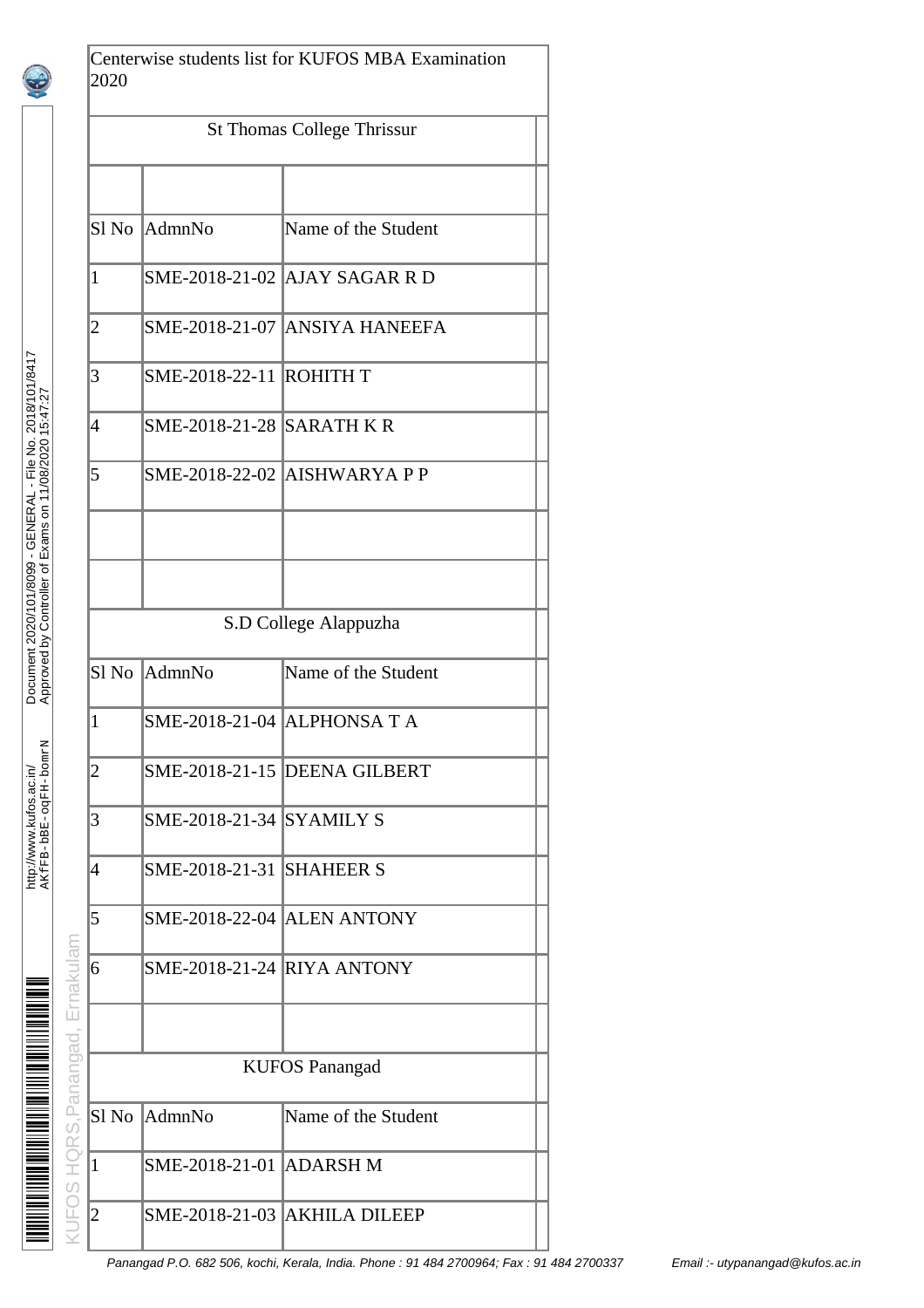Centerwise students list for KUFOS MBA Examination 2020

## St Thomas College Thrissur

| Sl No | AdmnNo | Name of the Student |
|---|---|---|
| 1 | SME-2018-21-02 | AJAY SAGAR R D |
| 2 | SME-2018-21-07 | ANSIYA HANEEFA |
| 3 | SME-2018-22-11 | ROHITH T |
| 4 | SME-2018-21-28 | SARATH K R |
| 5 | SME-2018-22-02 | AISHWARYA P P |

## S.D College Alappuzha

| Sl No | AdmnNo | Name of the Student |
|---|---|---|
| 1 | SME-2018-21-04 | ALPHONSA T A |
| 2 | SME-2018-21-15 | DEENA GILBERT |
| 3 | SME-2018-21-34 | SYAMILY S |
| 4 | SME-2018-21-31 | SHAHEER S |
| 5 | SME-2018-22-04 | ALEN ANTONY |
| 6 | SME-2018-21-24 | RIYA ANTONY |

## KUFOS Panangad

| Sl No | AdmnNo | Name of the Student |
|---|---|---|
| 1 | SME-2018-21-01 | ADARSH M |
| 2 | SME-2018-21-03 | AKHILA DILEEP |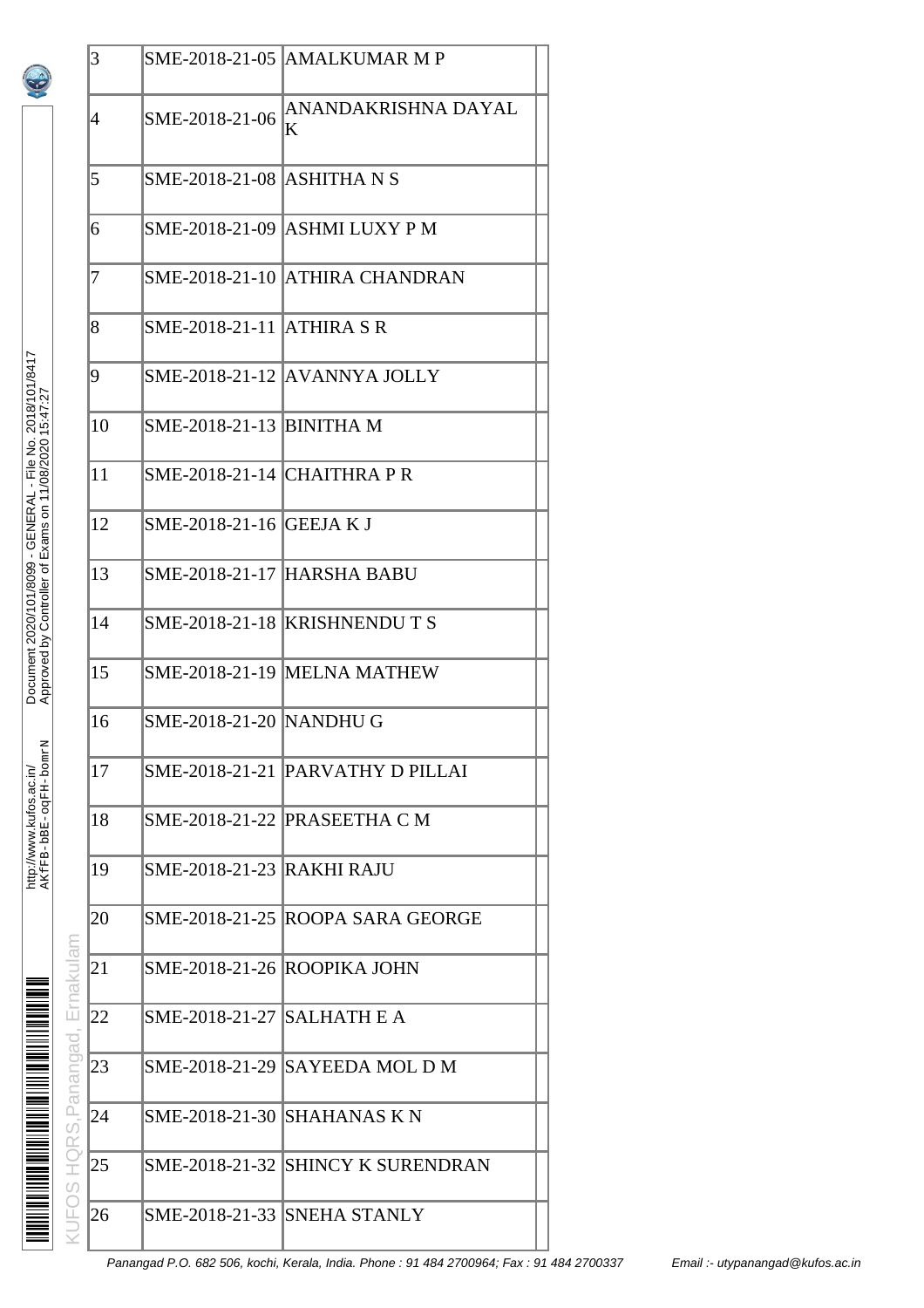| | | | |
|---|---|---|---|
| 3 | SME-2018-21-05 | AMALKUMAR M P | |
| 4 | SME-2018-21-06 | ANANDAKRISHNA DAYAL K | |
| 5 | SME-2018-21-08 | ASHITHA N S | |
| 6 | SME-2018-21-09 | ASHMI LUXY P M | |
| 7 | SME-2018-21-10 | ATHIRA CHANDRAN | |
| 8 | SME-2018-21-11 | ATHIRA S R | |
| 9 | SME-2018-21-12 | AVANNYA JOLLY | |
| 10 | SME-2018-21-13 | BINITHA M | |
| 11 | SME-2018-21-14 | CHAITHRA P R | |
| 12 | SME-2018-21-16 | GEEJA K J | |
| 13 | SME-2018-21-17 | HARSHA BABU | |
| 14 | SME-2018-21-18 | KRISHNENDU T S | |
| 15 | SME-2018-21-19 | MELNA MATHEW | |
| 16 | SME-2018-21-20 | NANDHU G | |
| 17 | SME-2018-21-21 | PARVATHY D PILLAI | |
| 18 | SME-2018-21-22 | PRASEETHA C M | |
| 19 | SME-2018-21-23 | RAKHI RAJU | |
| 20 | SME-2018-21-25 | ROOPA SARA GEORGE | |
| 21 | SME-2018-21-26 | ROOPIKA JOHN | |
| 22 | SME-2018-21-27 | SALHATH E A | |
| 23 | SME-2018-21-29 | SAYEEDA MOL D M | |
| 24 | SME-2018-21-30 | SHAHANAS K N | |
| 25 | SME-2018-21-32 | SHINCY K SURENDRAN | |
| 26 | SME-2018-21-33 | SNEHA STANLY | |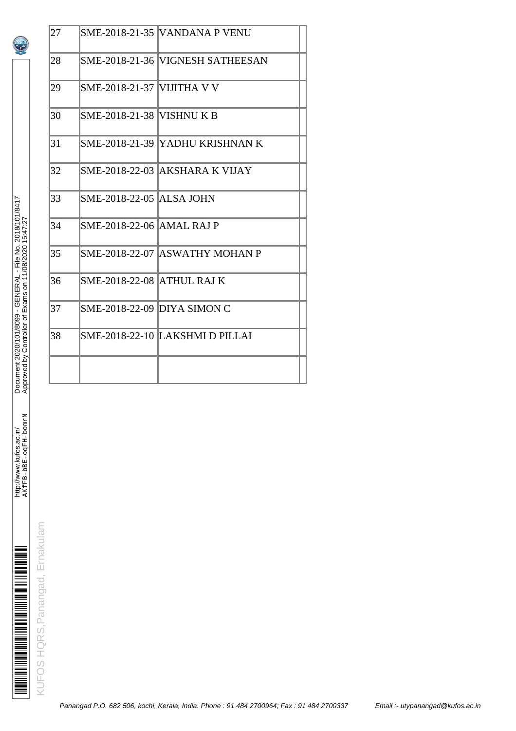| | | | |
|---|---|---|---|
| 27 | SME-2018-21-35 | VANDANA P VENU | |
| 28 | SME-2018-21-36 | VIGNESH SATHEESAN | |
| 29 | SME-2018-21-37 | VIJITHA V V | |
| 30 | SME-2018-21-38 | VISHNU K B | |
| 31 | SME-2018-21-39 | YADHU KRISHNAN K | |
| 32 | SME-2018-22-03 | AKSHARA K VIJAY | |
| 33 | SME-2018-22-05 | ALSA JOHN | |
| 34 | SME-2018-22-06 | AMAL RAJ P | |
| 35 | SME-2018-22-07 | ASWATHY MOHAN P | |
| 36 | SME-2018-22-08 | ATHUL RAJ K | |
| 37 | SME-2018-22-09 | DIYA SIMON C | |
| 38 | SME-2018-22-10 | LAKSHMI D PILLAI | |
| | | | |